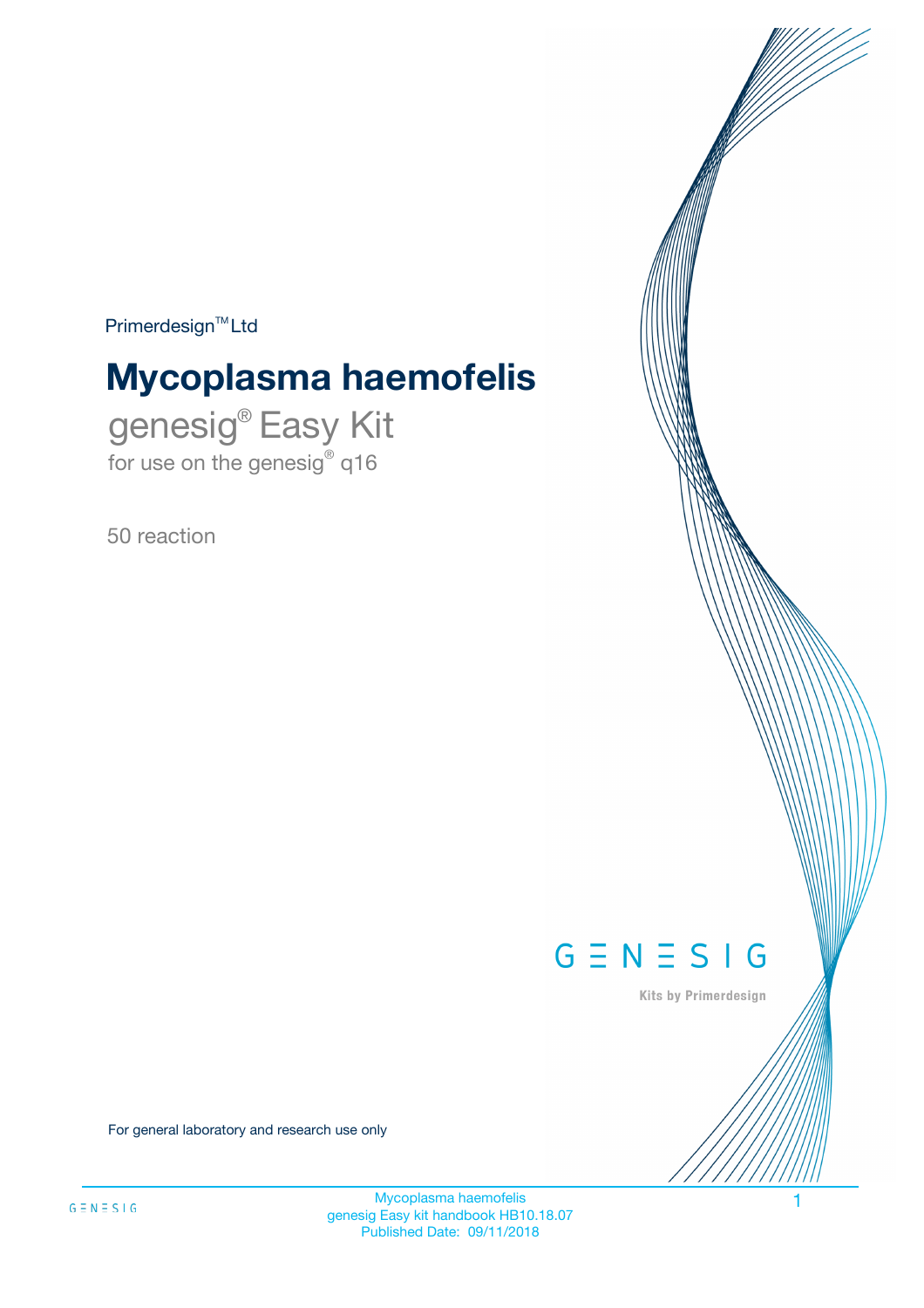Primerdesign™ Ltd

# Mycoplasma haemofelis

## genesig® Easy Kit

for use on the genesig® q16

50 reaction

GENESIG

Kits by Primerdesign

For general laboratory and research use only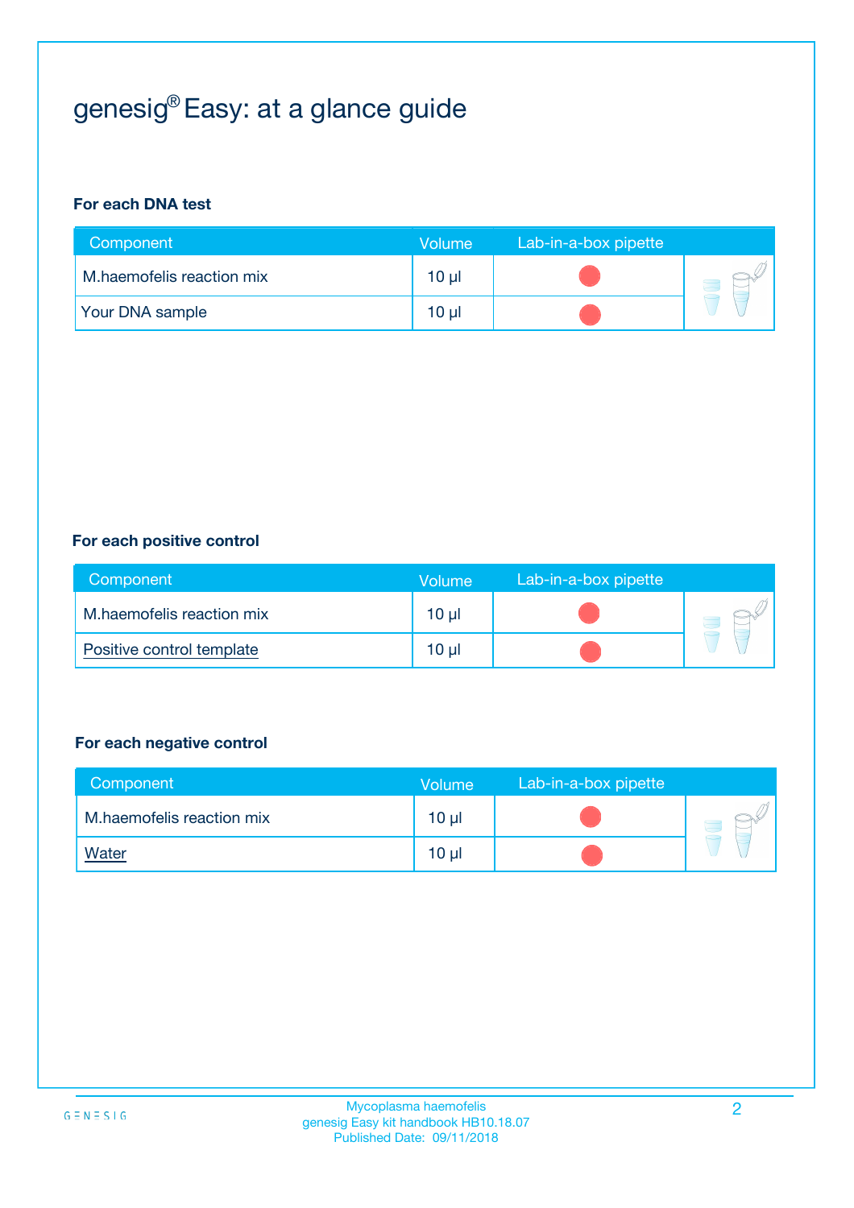# genesig® Easy: at a glance guide

**For each DNA test**

| Component | Volume | Lab-in-a-box pipette |
|---|---|---|
| M.haemofelis reaction mix | 10 µl | |
| Your DNA sample | 10 µl | |

**For each positive control**

| Component | Volume | Lab-in-a-box pipette |
|---|---|---|
| M.haemofelis reaction mix | 10 µl | |
| Positive control template | 10 µl | |

**For each negative control**

| Component | Volume | Lab-in-a-box pipette |
|---|---|---|
| M.haemofelis reaction mix | 10 µl | |
| Water | 10 µl | |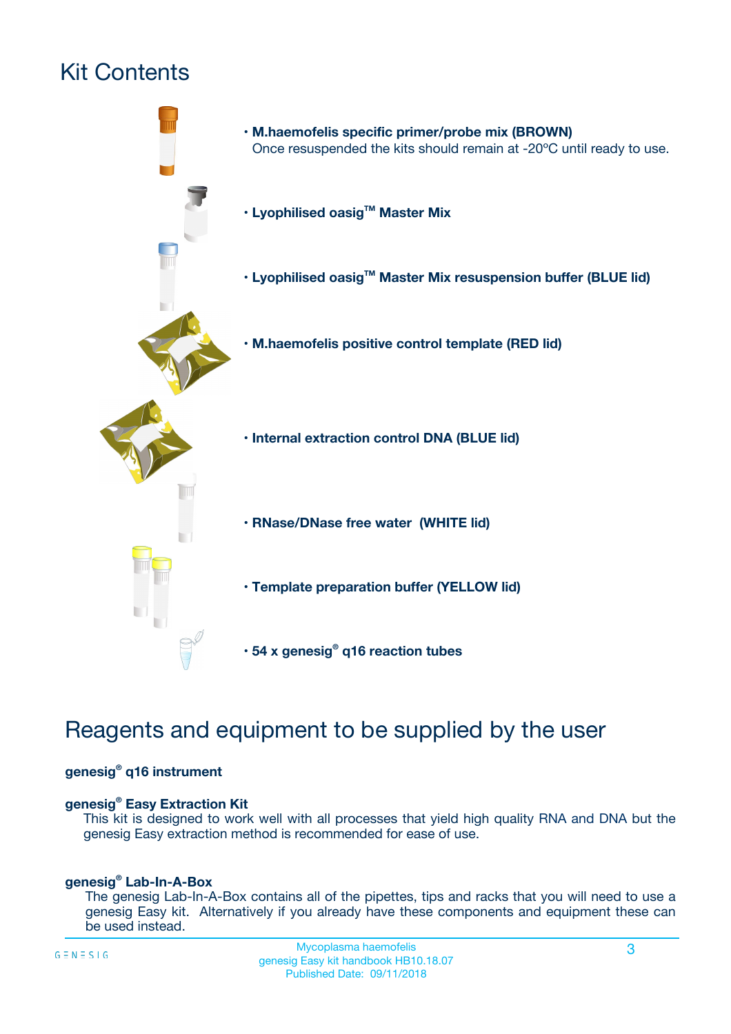# Kit Contents

- **M.haemofelis specific primer/probe mix (BROWN)**
  Once resuspended the kits should remain at -20ºC until ready to use.
- **Lyophilised oasig™ Master Mix**
- **Lyophilised oasig™ Master Mix resuspension buffer (BLUE lid)**
- **M.haemofelis positive control template (RED lid)**
- **Internal extraction control DNA (BLUE lid)**
- **RNase/DNase free water (WHITE lid)**
- **Template preparation buffer (YELLOW lid)**
- **54 x genesig® q16 reaction tubes**

# Reagents and equipment to be supplied by the user

**genesig® q16 instrument**

**genesig® Easy Extraction Kit**
This kit is designed to work well with all processes that yield high quality RNA and DNA but the genesig Easy extraction method is recommended for ease of use.

**genesig® Lab-In-A-Box**
The genesig Lab-In-A-Box contains all of the pipettes, tips and racks that you will need to use a genesig Easy kit. Alternatively if you already have these components and equipment these can be used instead.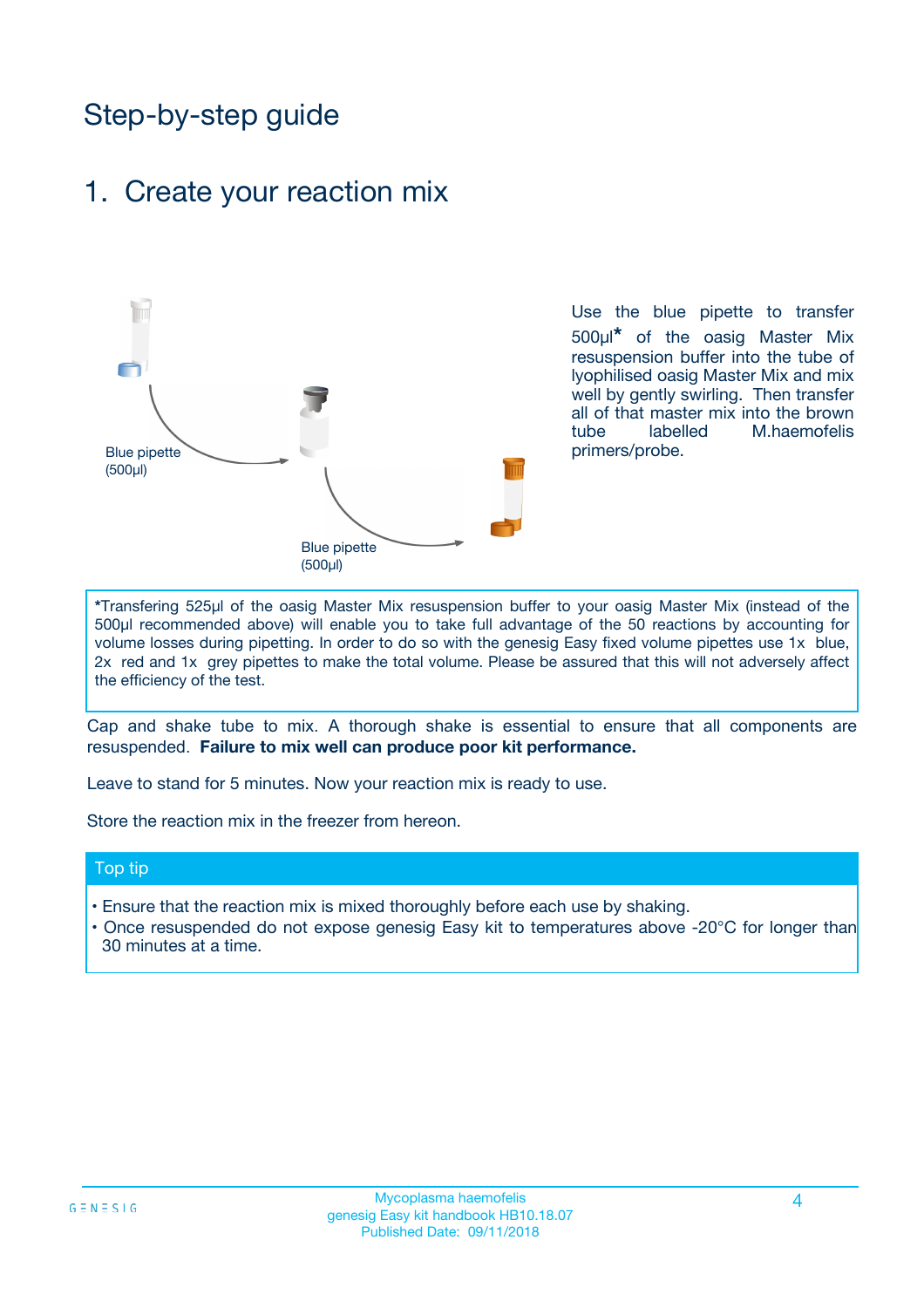# Step-by-step guide

## 1. Create your reaction mix

Blue pipette (500µl)

Blue pipette (500µl)

Use the blue pipette to transfer 500µl* of the oasig Master Mix resuspension buffer into the tube of lyophilised oasig Master Mix and mix well by gently swirling. Then transfer all of that master mix into the brown tube labelled M.haemofelis primers/probe.

*Transfering 525µl of the oasig Master Mix resuspension buffer to your oasig Master Mix (instead of the 500µl recommended above) will enable you to take full advantage of the 50 reactions by accounting for volume losses during pipetting. In order to do so with the genesig Easy fixed volume pipettes use 1x blue, 2x red and 1x grey pipettes to make the total volume. Please be assured that this will not adversely affect the efficiency of the test.

Cap and shake tube to mix. A thorough shake is essential to ensure that all components are resuspended. **Failure to mix well can produce poor kit performance.**

Leave to stand for 5 minutes. Now your reaction mix is ready to use.

Store the reaction mix in the freezer from hereon.

### Top tip

- Ensure that the reaction mix is mixed thoroughly before each use by shaking.
- Once resuspended do not expose genesig Easy kit to temperatures above -20°C for longer than 30 minutes at a time.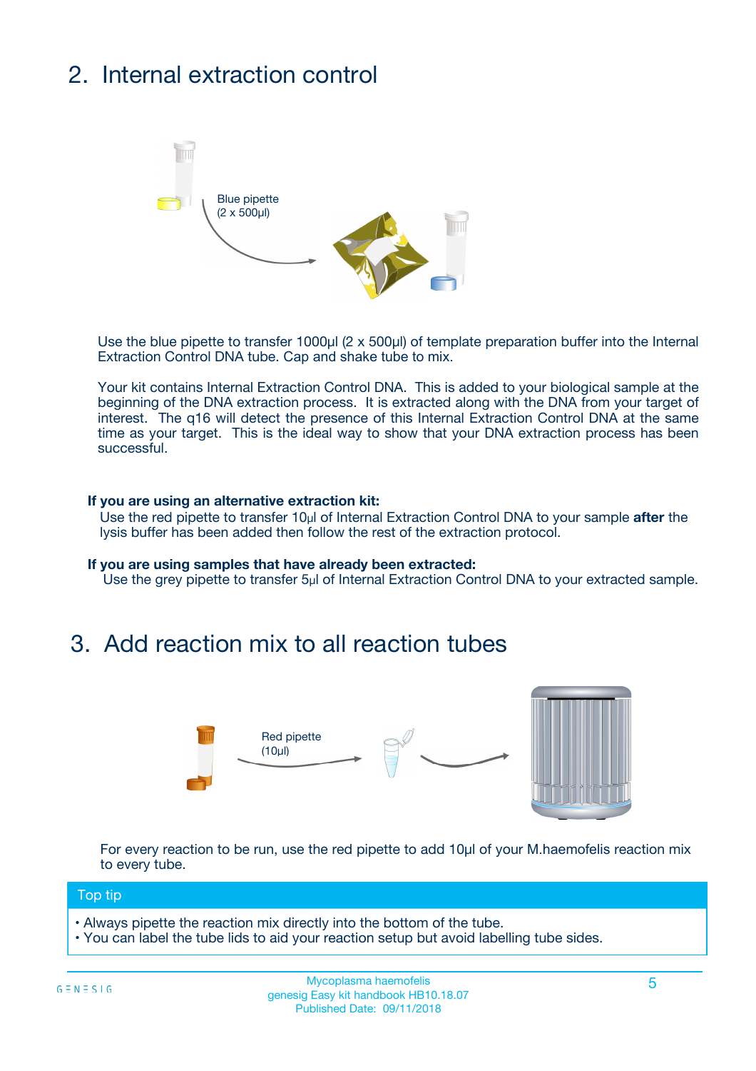## 2. Internal extraction control

Blue pipette
(2 x 500µl)

Use the blue pipette to transfer 1000µl (2 x 500µl) of template preparation buffer into the Internal Extraction Control DNA tube. Cap and shake tube to mix.

Your kit contains Internal Extraction Control DNA. This is added to your biological sample at the beginning of the DNA extraction process. It is extracted along with the DNA from your target of interest. The q16 will detect the presence of this Internal Extraction Control DNA at the same time as your target. This is the ideal way to show that your DNA extraction process has been successful.

**If you are using an alternative extraction kit:**
Use the red pipette to transfer 10µl of Internal Extraction Control DNA to your sample **after** the lysis buffer has been added then follow the rest of the extraction protocol.

**If you are using samples that have already been extracted:**
Use the grey pipette to transfer 5µl of Internal Extraction Control DNA to your extracted sample.

## 3. Add reaction mix to all reaction tubes

Red pipette
(10µl)

For every reaction to be run, use the red pipette to add 10µl of your M.haemofelis reaction mix to every tube.

**Top tip**

- Always pipette the reaction mix directly into the bottom of the tube.
- You can label the tube lids to aid your reaction setup but avoid labelling tube sides.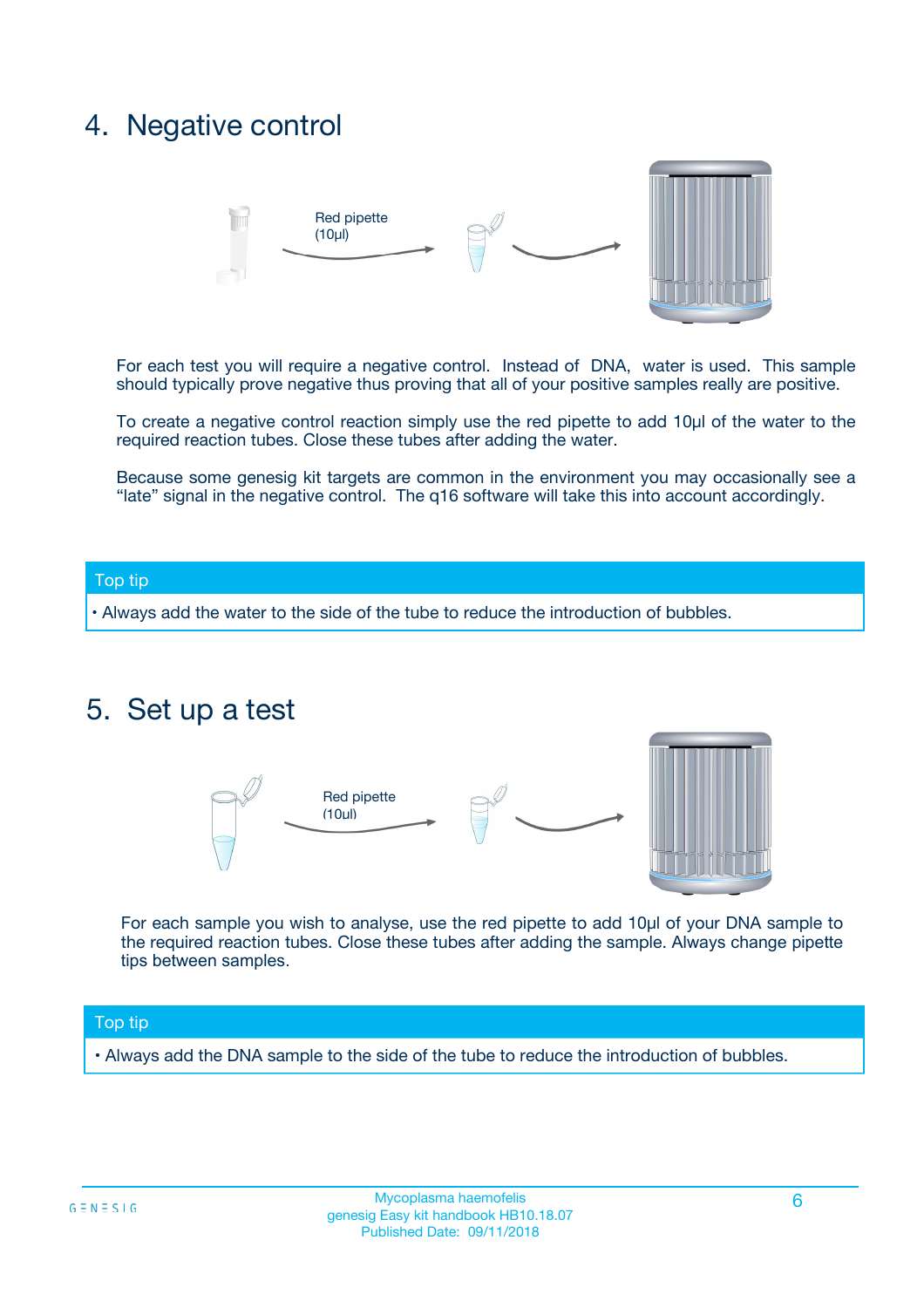## 4. Negative control

Red pipette (10µl)

For each test you will require a negative control. Instead of DNA, water is used. This sample should typically prove negative thus proving that all of your positive samples really are positive.

To create a negative control reaction simply use the red pipette to add 10µl of the water to the required reaction tubes. Close these tubes after adding the water.

Because some genesig kit targets are common in the environment you may occasionally see a "late" signal in the negative control. The q16 software will take this into account accordingly.

**Top tip**

- Always add the water to the side of the tube to reduce the introduction of bubbles.

## 5. Set up a test

Red pipette (10µl)

For each sample you wish to analyse, use the red pipette to add 10µl of your DNA sample to the required reaction tubes. Close these tubes after adding the sample. Always change pipette tips between samples.

**Top tip**

- Always add the DNA sample to the side of the tube to reduce the introduction of bubbles.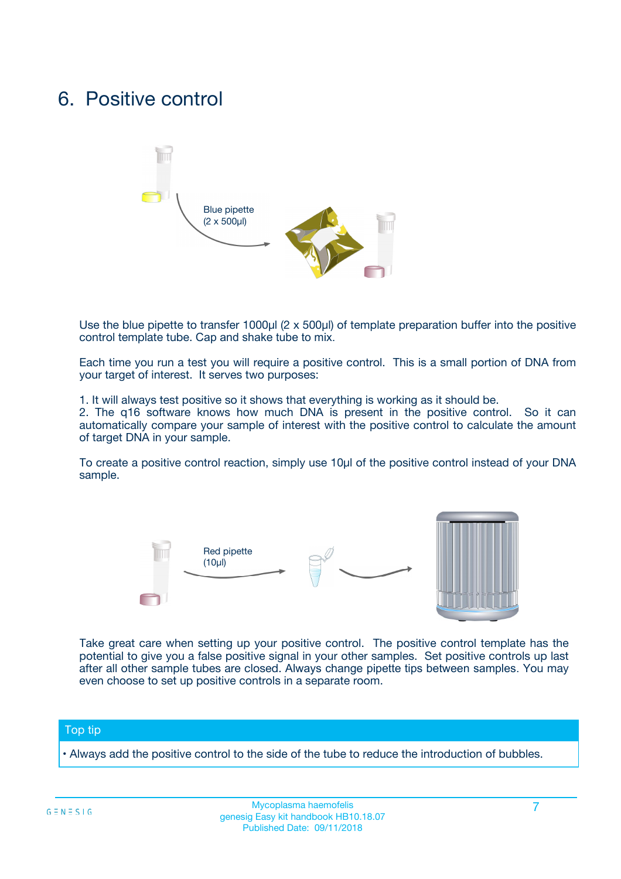# 6. Positive control

Blue pipette (2 x 500µl)

Use the blue pipette to transfer 1000µl (2 x 500µl) of template preparation buffer into the positive control template tube. Cap and shake tube to mix.

Each time you run a test you will require a positive control. This is a small portion of DNA from your target of interest. It serves two purposes:

1. It will always test positive so it shows that everything is working as it should be.
2. The q16 software knows how much DNA is present in the positive control. So it can automatically compare your sample of interest with the positive control to calculate the amount of target DNA in your sample.

To create a positive control reaction, simply use 10µl of the positive control instead of your DNA sample.

Red pipette (10µl)

Take great care when setting up your positive control. The positive control template has the potential to give you a false positive signal in your other samples. Set positive controls up last after all other sample tubes are closed. Always change pipette tips between samples. You may even choose to set up positive controls in a separate room.

## Top tip

• Always add the positive control to the side of the tube to reduce the introduction of bubbles.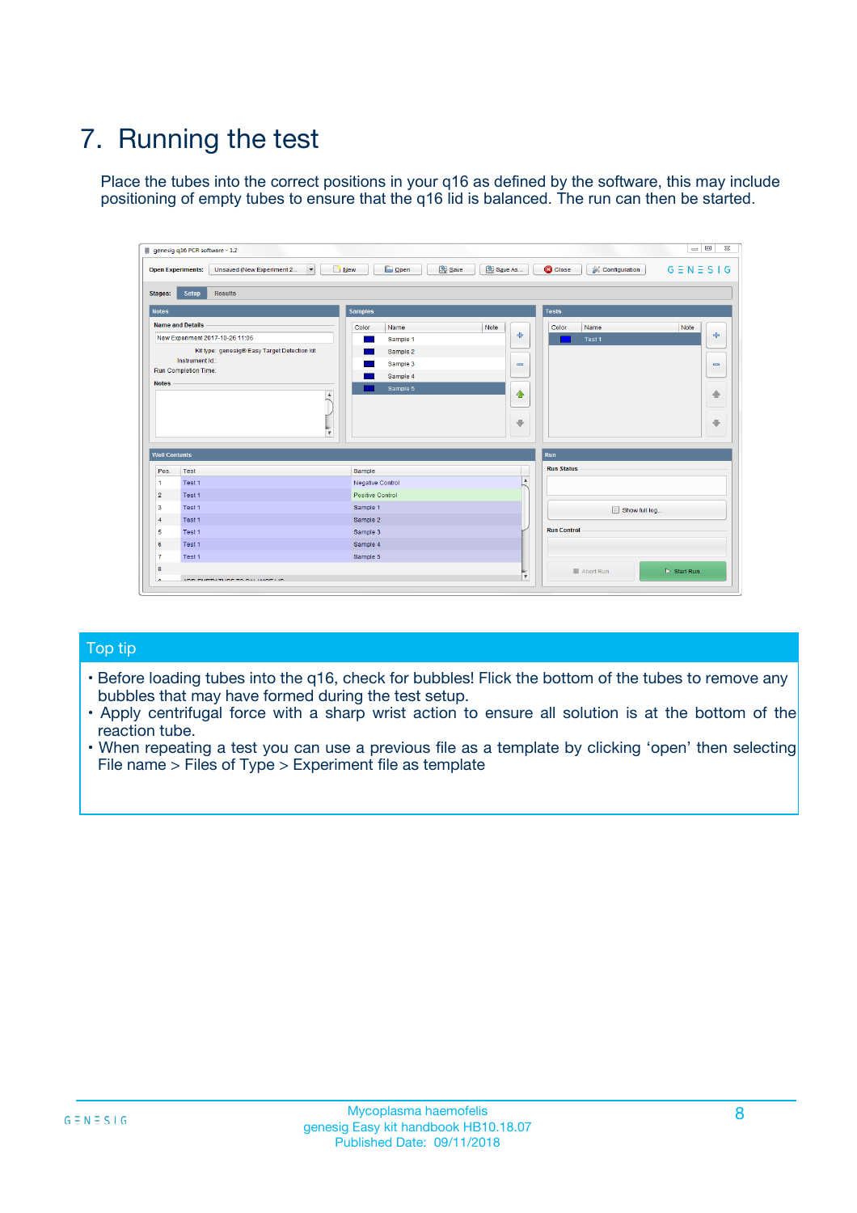# 7. Running the test

Place the tubes into the correct positions in your q16 as defined by the software, this may include positioning of empty tubes to ensure that the q16 lid is balanced. The run can then be started.

## Top tip

- Before loading tubes into the q16, check for bubbles! Flick the bottom of the tubes to remove any bubbles that may have formed during the test setup.
- Apply centrifugal force with a sharp wrist action to ensure all solution is at the bottom of the reaction tube.
- When repeating a test you can use a previous file as a template by clicking 'open' then selecting File name > Files of Type > Experiment file as template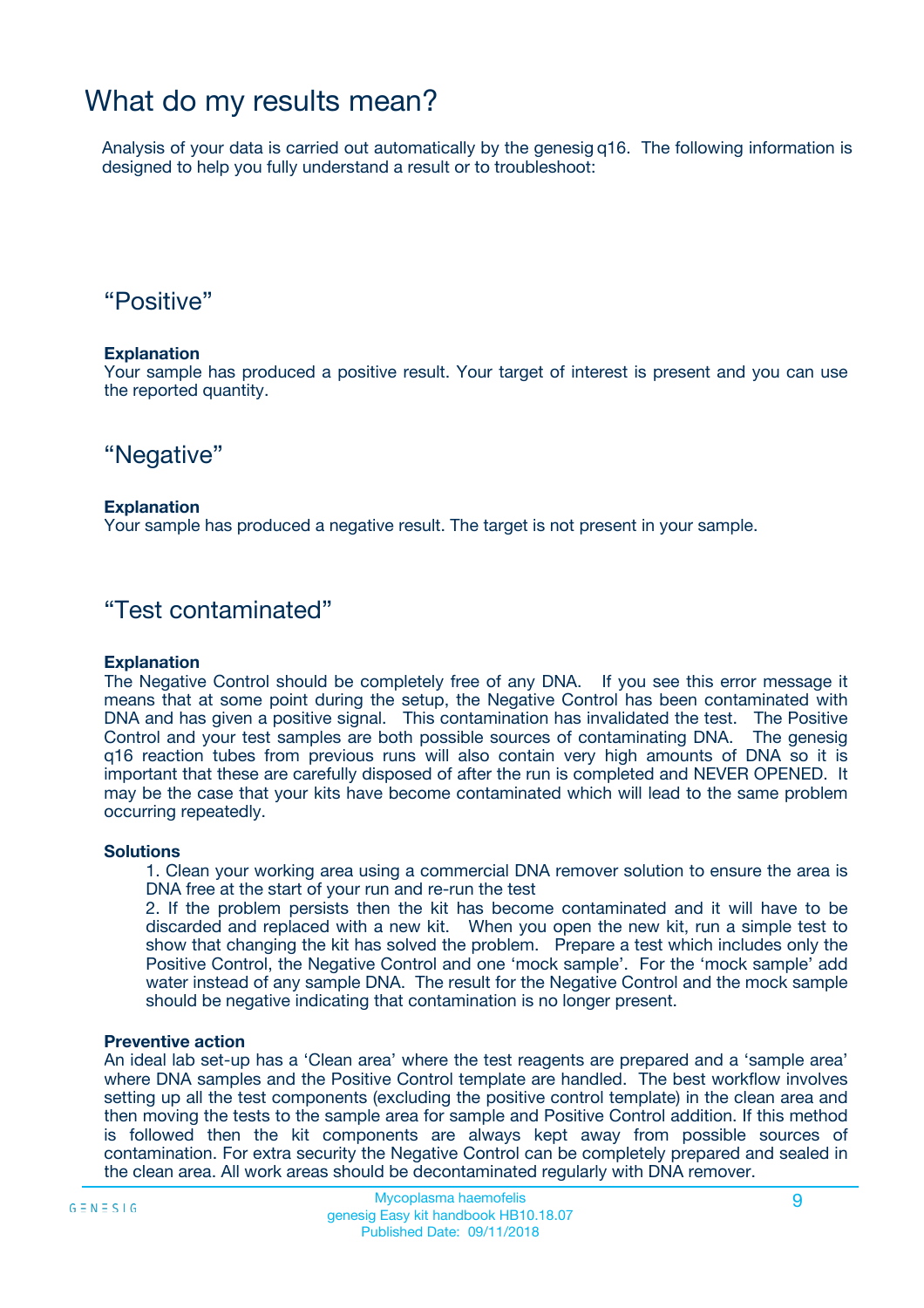# What do my results mean?

Analysis of your data is carried out automatically by the genesig q16. The following information is designed to help you fully understand a result or to troubleshoot:

## “Positive”

**Explanation**

Your sample has produced a positive result. Your target of interest is present and you can use the reported quantity.

## “Negative”

**Explanation**

Your sample has produced a negative result. The target is not present in your sample.

## “Test contaminated”

**Explanation**

The Negative Control should be completely free of any DNA. If you see this error message it means that at some point during the setup, the Negative Control has been contaminated with DNA and has given a positive signal. This contamination has invalidated the test. The Positive Control and your test samples are both possible sources of contaminating DNA. The genesig q16 reaction tubes from previous runs will also contain very high amounts of DNA so it is important that these are carefully disposed of after the run is completed and NEVER OPENED. It may be the case that your kits have become contaminated which will lead to the same problem occurring repeatedly.

**Solutions**

1. Clean your working area using a commercial DNA remover solution to ensure the area is DNA free at the start of your run and re-run the test
2. If the problem persists then the kit has become contaminated and it will have to be discarded and replaced with a new kit. When you open the new kit, run a simple test to show that changing the kit has solved the problem. Prepare a test which includes only the Positive Control, the Negative Control and one ‘mock sample’. For the ‘mock sample’ add water instead of any sample DNA. The result for the Negative Control and the mock sample should be negative indicating that contamination is no longer present.

**Preventive action**

An ideal lab set-up has a ‘Clean area’ where the test reagents are prepared and a ‘sample area’ where DNA samples and the Positive Control template are handled. The best workflow involves setting up all the test components (excluding the positive control template) in the clean area and then moving the tests to the sample area for sample and Positive Control addition. If this method is followed then the kit components are always kept away from possible sources of contamination. For extra security the Negative Control can be completely prepared and sealed in the clean area. All work areas should be decontaminated regularly with DNA remover.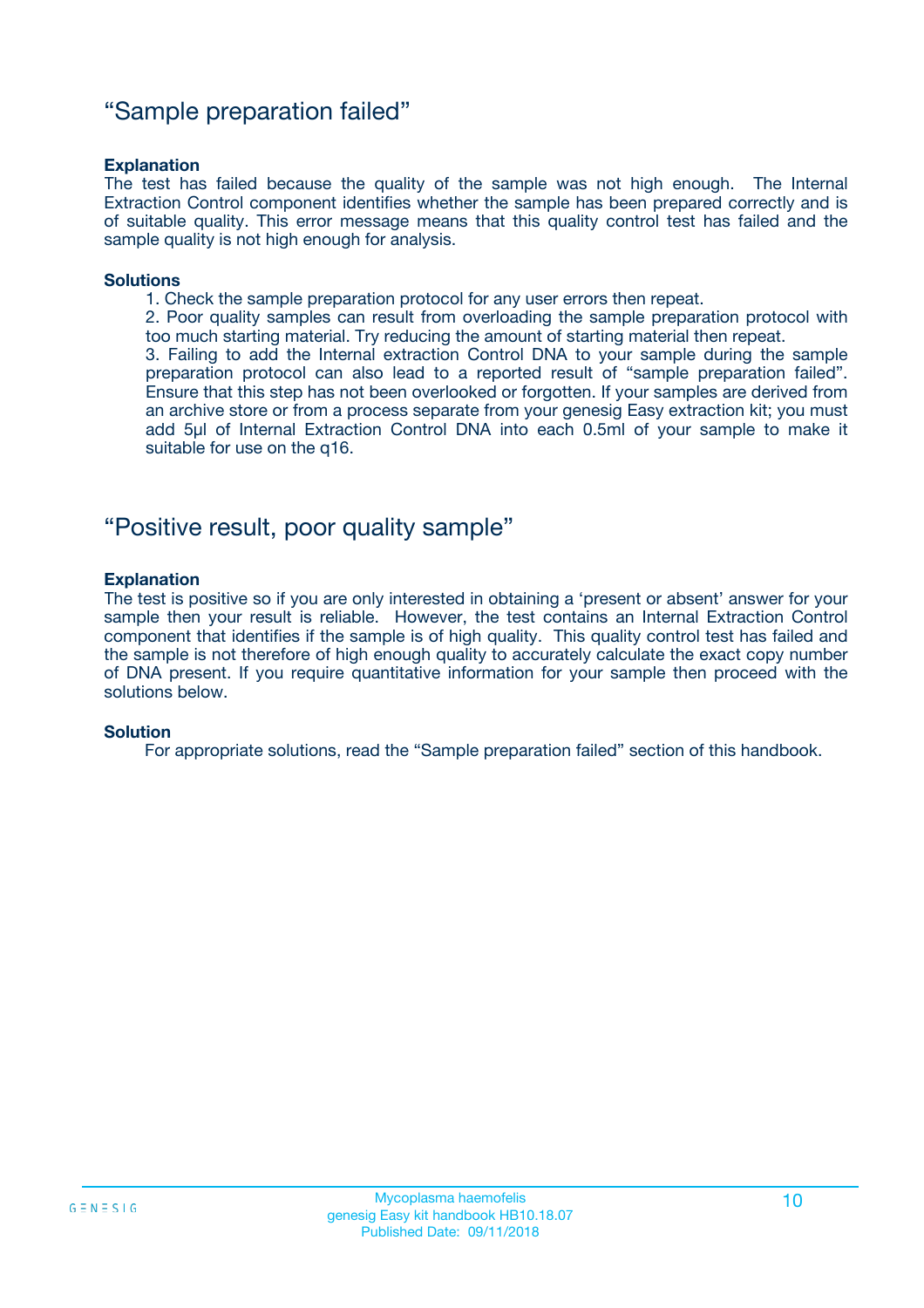## "Sample preparation failed"

**Explanation**

The test has failed because the quality of the sample was not high enough. The Internal Extraction Control component identifies whether the sample has been prepared correctly and is of suitable quality. This error message means that this quality control test has failed and the sample quality is not high enough for analysis.

**Solutions**

1. Check the sample preparation protocol for any user errors then repeat.
2. Poor quality samples can result from overloading the sample preparation protocol with too much starting material. Try reducing the amount of starting material then repeat.
3. Failing to add the Internal extraction Control DNA to your sample during the sample preparation protocol can also lead to a reported result of "sample preparation failed". Ensure that this step has not been overlooked or forgotten. If your samples are derived from an archive store or from a process separate from your genesig Easy extraction kit; you must add 5µl of Internal Extraction Control DNA into each 0.5ml of your sample to make it suitable for use on the q16.

## "Positive result, poor quality sample"

**Explanation**

The test is positive so if you are only interested in obtaining a 'present or absent' answer for your sample then your result is reliable. However, the test contains an Internal Extraction Control component that identifies if the sample is of high quality. This quality control test has failed and the sample is not therefore of high enough quality to accurately calculate the exact copy number of DNA present. If you require quantitative information for your sample then proceed with the solutions below.

**Solution**

For appropriate solutions, read the "Sample preparation failed" section of this handbook.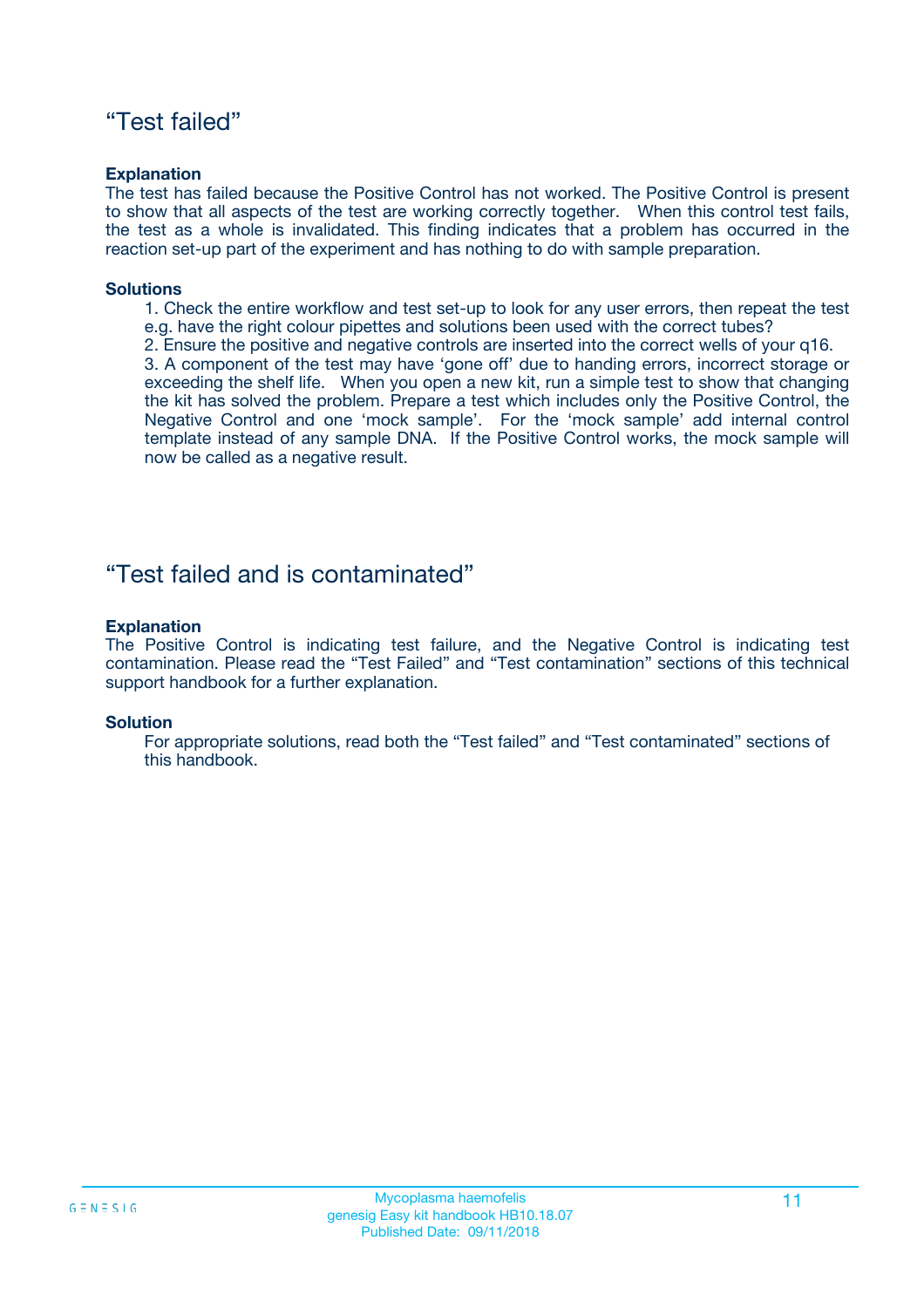## “Test failed”

**Explanation**

The test has failed because the Positive Control has not worked. The Positive Control is present to show that all aspects of the test are working correctly together. When this control test fails, the test as a whole is invalidated. This finding indicates that a problem has occurred in the reaction set-up part of the experiment and has nothing to do with sample preparation.

**Solutions**

1. Check the entire workflow and test set-up to look for any user errors, then repeat the test e.g. have the right colour pipettes and solutions been used with the correct tubes?
2. Ensure the positive and negative controls are inserted into the correct wells of your q16.
3. A component of the test may have ‘gone off’ due to handing errors, incorrect storage or exceeding the shelf life. When you open a new kit, run a simple test to show that changing the kit has solved the problem. Prepare a test which includes only the Positive Control, the Negative Control and one ‘mock sample’. For the ‘mock sample’ add internal control template instead of any sample DNA. If the Positive Control works, the mock sample will now be called as a negative result.

## “Test failed and is contaminated”

**Explanation**

The Positive Control is indicating test failure, and the Negative Control is indicating test contamination. Please read the “Test Failed” and “Test contamination” sections of this technical support handbook for a further explanation.

**Solution**

For appropriate solutions, read both the “Test failed” and “Test contaminated” sections of this handbook.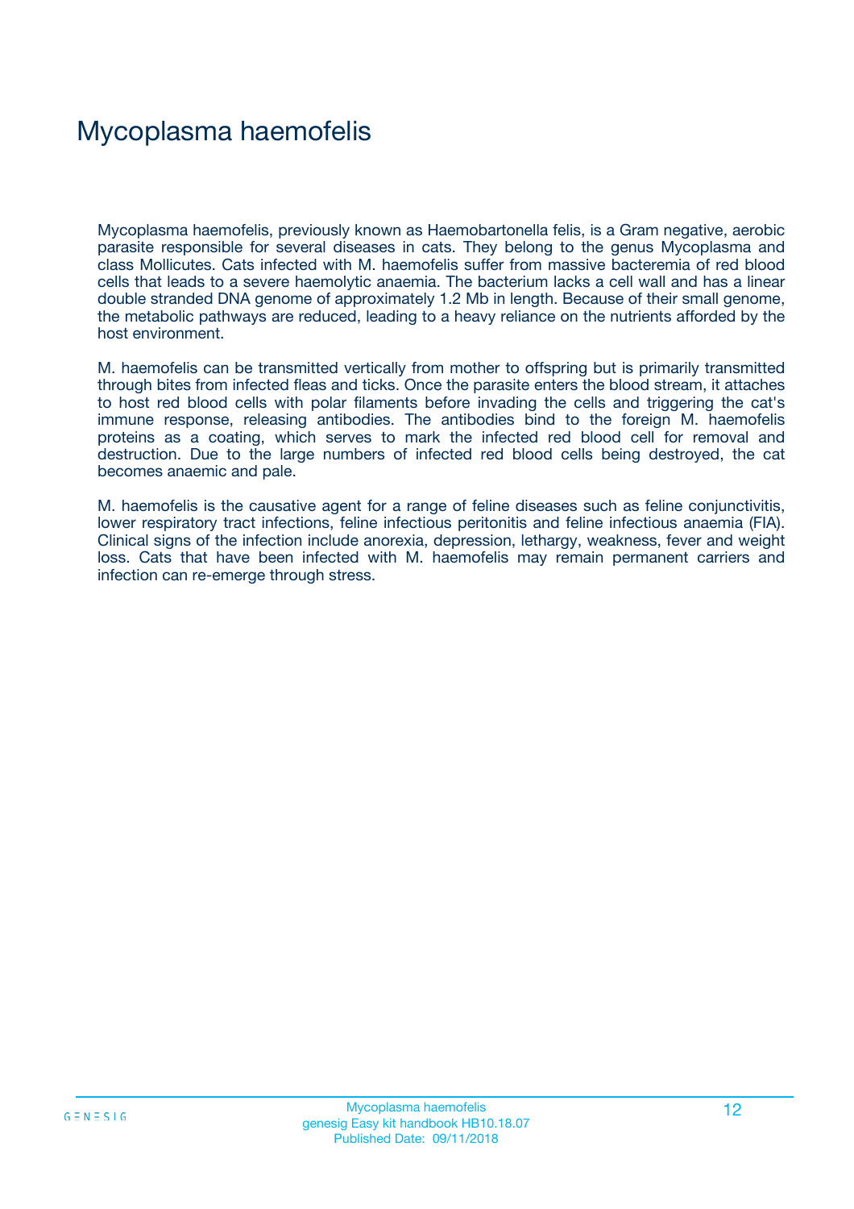# Mycoplasma haemofelis

Mycoplasma haemofelis, previously known as Haemobartonella felis, is a Gram negative, aerobic parasite responsible for several diseases in cats. They belong to the genus Mycoplasma and class Mollicutes. Cats infected with M. haemofelis suffer from massive bacteremia of red blood cells that leads to a severe haemolytic anaemia. The bacterium lacks a cell wall and has a linear double stranded DNA genome of approximately 1.2 Mb in length. Because of their small genome, the metabolic pathways are reduced, leading to a heavy reliance on the nutrients afforded by the host environment.

M. haemofelis can be transmitted vertically from mother to offspring but is primarily transmitted through bites from infected fleas and ticks. Once the parasite enters the blood stream, it attaches to host red blood cells with polar filaments before invading the cells and triggering the cat's immune response, releasing antibodies. The antibodies bind to the foreign M. haemofelis proteins as a coating, which serves to mark the infected red blood cell for removal and destruction. Due to the large numbers of infected red blood cells being destroyed, the cat becomes anaemic and pale.

M. haemofelis is the causative agent for a range of feline diseases such as feline conjunctivitis, lower respiratory tract infections, feline infectious peritonitis and feline infectious anaemia (FIA). Clinical signs of the infection include anorexia, depression, lethargy, weakness, fever and weight loss. Cats that have been infected with M. haemofelis may remain permanent carriers and infection can re-emerge through stress.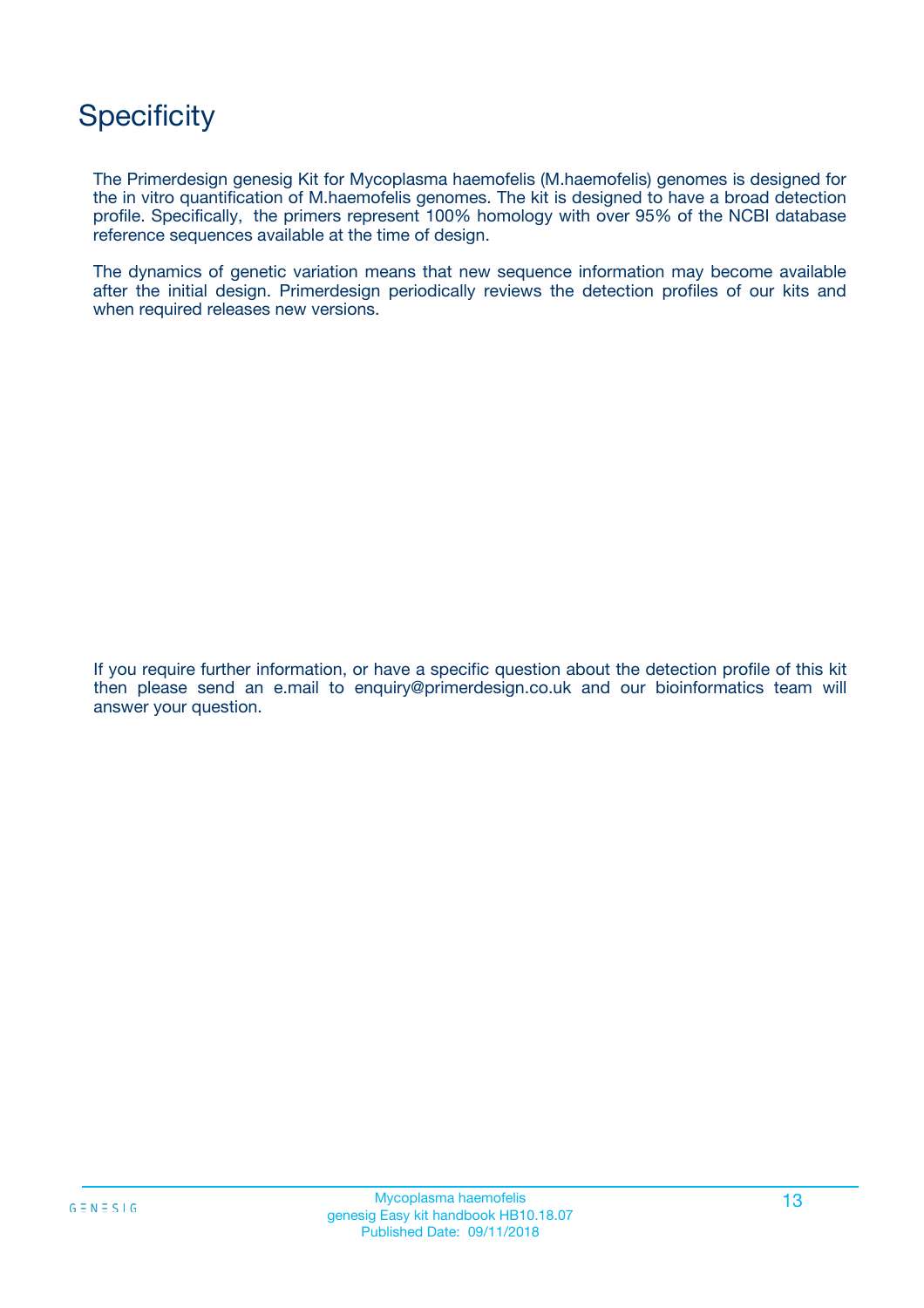# Specificity

The Primerdesign genesig Kit for Mycoplasma haemofelis (M.haemofelis) genomes is designed for the in vitro quantification of M.haemofelis genomes. The kit is designed to have a broad detection profile. Specifically, the primers represent 100% homology with over 95% of the NCBI database reference sequences available at the time of design.

The dynamics of genetic variation means that new sequence information may become available after the initial design. Primerdesign periodically reviews the detection profiles of our kits and when required releases new versions.

If you require further information, or have a specific question about the detection profile of this kit then please send an e.mail to enquiry@primerdesign.co.uk and our bioinformatics team will answer your question.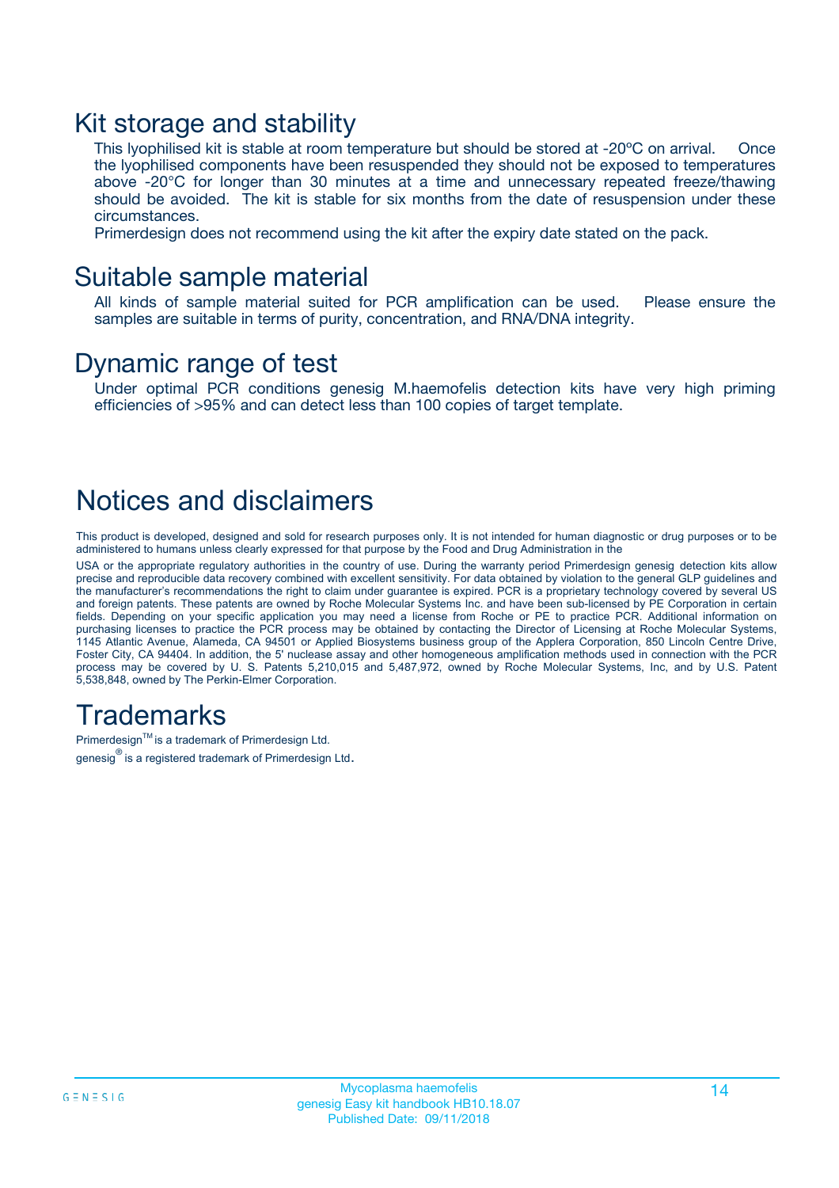## Kit storage and stability

This lyophilised kit is stable at room temperature but should be stored at -20ºC on arrival. Once the lyophilised components have been resuspended they should not be exposed to temperatures above -20°C for longer than 30 minutes at a time and unnecessary repeated freeze/thawing should be avoided. The kit is stable for six months from the date of resuspension under these circumstances.

Primerdesign does not recommend using the kit after the expiry date stated on the pack.

## Suitable sample material

All kinds of sample material suited for PCR amplification can be used. Please ensure the samples are suitable in terms of purity, concentration, and RNA/DNA integrity.

## Dynamic range of test

Under optimal PCR conditions genesig M.haemofelis detection kits have very high priming efficiencies of >95% and can detect less than 100 copies of target template.

# Notices and disclaimers

This product is developed, designed and sold for research purposes only. It is not intended for human diagnostic or drug purposes or to be administered to humans unless clearly expressed for that purpose by the Food and Drug Administration in the

USA or the appropriate regulatory authorities in the country of use. During the warranty period Primerdesign genesig detection kits allow precise and reproducible data recovery combined with excellent sensitivity. For data obtained by violation to the general GLP guidelines and the manufacturer's recommendations the right to claim under guarantee is expired. PCR is a proprietary technology covered by several US and foreign patents. These patents are owned by Roche Molecular Systems Inc. and have been sub-licensed by PE Corporation in certain fields. Depending on your specific application you may need a license from Roche or PE to practice PCR. Additional information on purchasing licenses to practice the PCR process may be obtained by contacting the Director of Licensing at Roche Molecular Systems, 1145 Atlantic Avenue, Alameda, CA 94501 or Applied Biosystems business group of the Applera Corporation, 850 Lincoln Centre Drive, Foster City, CA 94404. In addition, the 5' nuclease assay and other homogeneous amplification methods used in connection with the PCR process may be covered by U. S. Patents 5,210,015 and 5,487,972, owned by Roche Molecular Systems, Inc, and by U.S. Patent 5,538,848, owned by The Perkin-Elmer Corporation.

# Trademarks

Primerdesign™ is a trademark of Primerdesign Ltd.

genesig® is a registered trademark of Primerdesign Ltd.